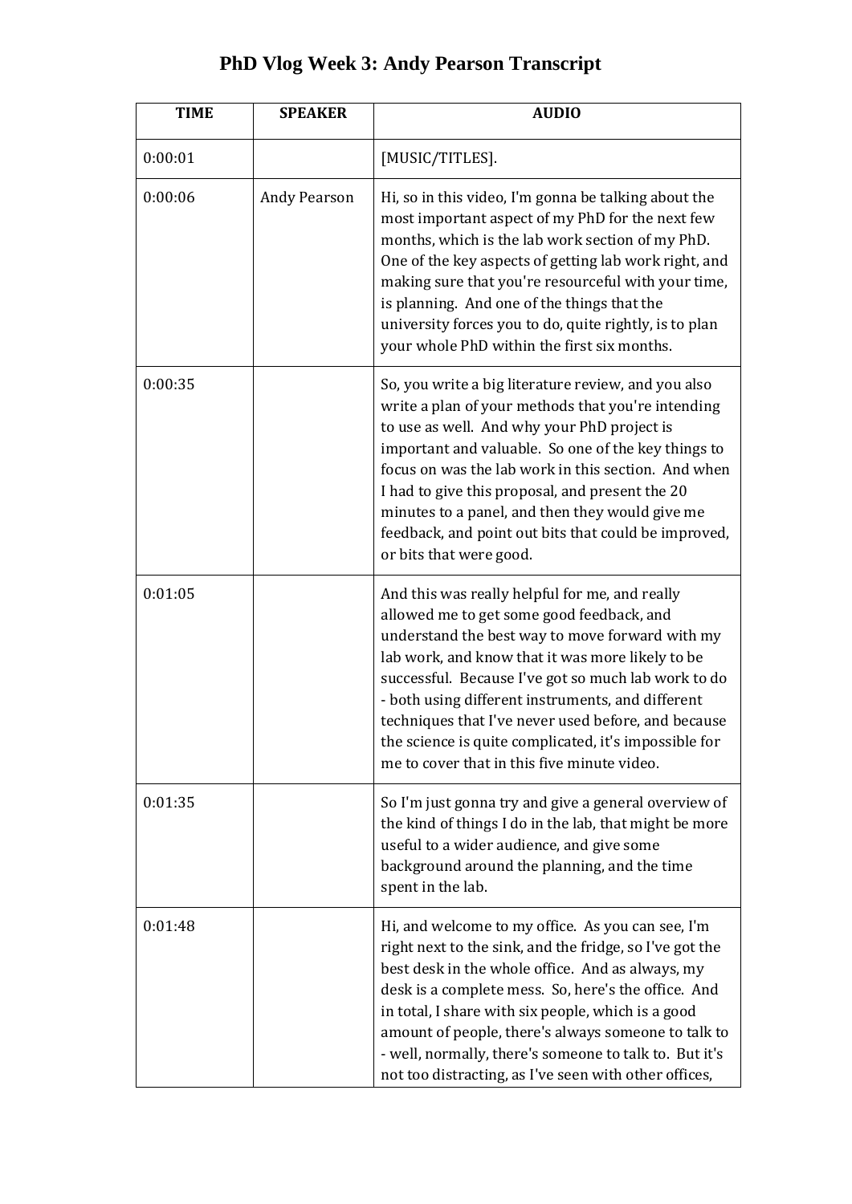# PhD Vlog Week 3: Andy Pearson Transcript

| TIME | SPEAKER | AUDIO |
| --- | --- | --- |
| 0:00:01 | | [MUSIC/TITLES]. |
| 0:00:06 | Andy Pearson | Hi, so in this video, I'm gonna be talking about the most important aspect of my PhD for the next few months, which is the lab work section of my PhD. One of the key aspects of getting lab work right, and making sure that you're resourceful with your time, is planning. And one of the things that the university forces you to do, quite rightly, is to plan your whole PhD within the first six months. |
| 0:00:35 | | So, you write a big literature review, and you also write a plan of your methods that you're intending to use as well. And why your PhD project is important and valuable. So one of the key things to focus on was the lab work in this section. And when I had to give this proposal, and present the 20 minutes to a panel, and then they would give me feedback, and point out bits that could be improved, or bits that were good. |
| 0:01:05 | | And this was really helpful for me, and really allowed me to get some good feedback, and understand the best way to move forward with my lab work, and know that it was more likely to be successful. Because I've got so much lab work to do - both using different instruments, and different techniques that I've never used before, and because the science is quite complicated, it's impossible for me to cover that in this five minute video. |
| 0:01:35 | | So I'm just gonna try and give a general overview of the kind of things I do in the lab, that might be more useful to a wider audience, and give some background around the planning, and the time spent in the lab. |
| 0:01:48 | | Hi, and welcome to my office. As you can see, I'm right next to the sink, and the fridge, so I've got the best desk in the whole office. And as always, my desk is a complete mess. So, here's the office. And in total, I share with six people, which is a good amount of people, there's always someone to talk to - well, normally, there's someone to talk to. But it's not too distracting, as I've seen with other offices, |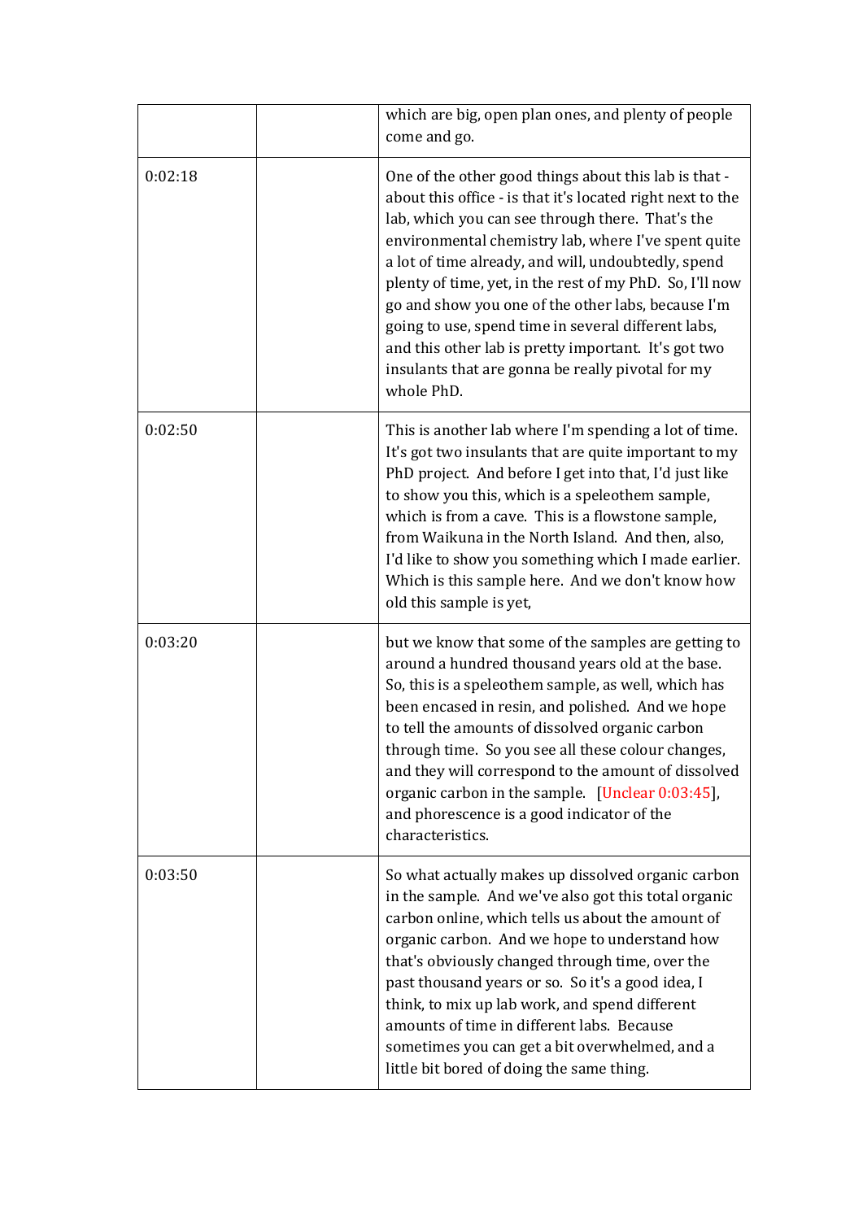| | | |
|---|---|---|
| | | which are big, open plan ones, and plenty of people come and go. |
| 0:02:18 | | One of the other good things about this lab is that - about this office - is that it's located right next to the lab, which you can see through there. That's the environmental chemistry lab, where I've spent quite a lot of time already, and will, undoubtedly, spend plenty of time, yet, in the rest of my PhD. So, I'll now go and show you one of the other labs, because I'm going to use, spend time in several different labs, and this other lab is pretty important. It's got two insulants that are gonna be really pivotal for my whole PhD. |
| 0:02:50 | | This is another lab where I'm spending a lot of time. It's got two insulants that are quite important to my PhD project. And before I get into that, I'd just like to show you this, which is a speleothem sample, which is from a cave. This is a flowstone sample, from Waikuna in the North Island. And then, also, I'd like to show you something which I made earlier. Which is this sample here. And we don't know how old this sample is yet, |
| 0:03:20 | | but we know that some of the samples are getting to around a hundred thousand years old at the base. So, this is a speleothem sample, as well, which has been encased in resin, and polished. And we hope to tell the amounts of dissolved organic carbon through time. So you see all these colour changes, and they will correspond to the amount of dissolved organic carbon in the sample. [Unclear 0:03:45], and phorescence is a good indicator of the characteristics. |
| 0:03:50 | | So what actually makes up dissolved organic carbon in the sample. And we've also got this total organic carbon online, which tells us about the amount of organic carbon. And we hope to understand how that's obviously changed through time, over the past thousand years or so. So it's a good idea, I think, to mix up lab work, and spend different amounts of time in different labs. Because sometimes you can get a bit overwhelmed, and a little bit bored of doing the same thing. |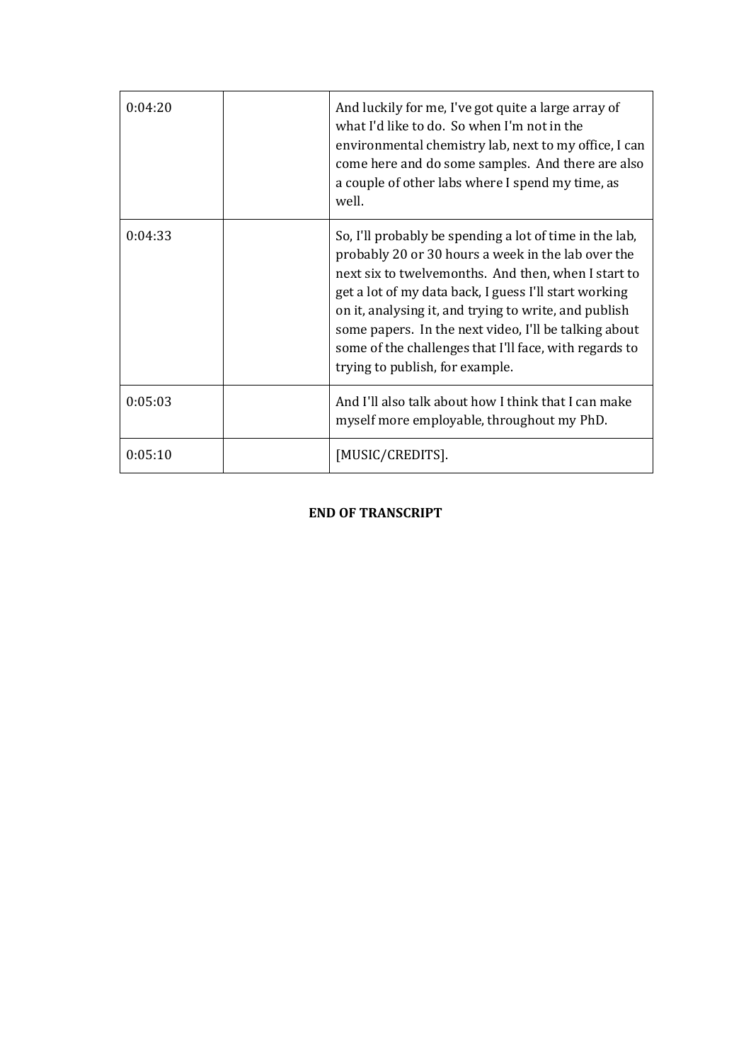| | | |
|---|---|---|
| 0:04:20 | | And luckily for me, I've got quite a large array of what I'd like to do. So when I'm not in the environmental chemistry lab, next to my office, I can come here and do some samples. And there are also a couple of other labs where I spend my time, as well. |
| 0:04:33 | | So, I'll probably be spending a lot of time in the lab, probably 20 or 30 hours a week in the lab over the next six to twelvemonths. And then, when I start to get a lot of my data back, I guess I'll start working on it, analysing it, and trying to write, and publish some papers. In the next video, I'll be talking about some of the challenges that I'll face, with regards to trying to publish, for example. |
| 0:05:03 | | And I'll also talk about how I think that I can make myself more employable, throughout my PhD. |
| 0:05:10 | | [MUSIC/CREDITS]. |

**END OF TRANSCRIPT**